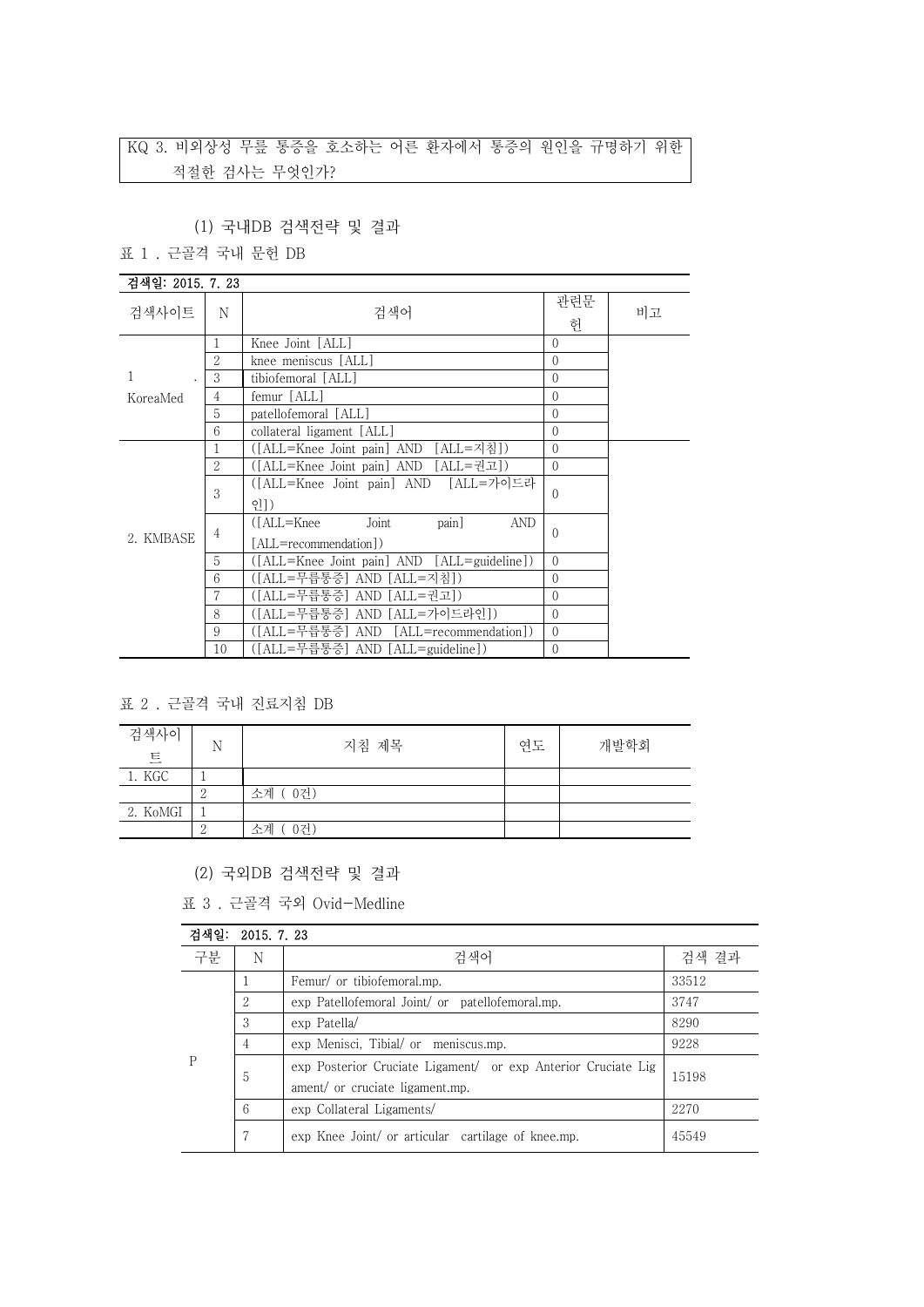KQ 3. 비외상성 무릎 통증을 호소하는 어른 환자에서 통증의 원인을 규명하기 위한 적절한 검사는 무엇인가?

### (1) 국내DB 검색전략 및 결과

표 1 . 근골격 국내 문헌 DB

검색일: 2015. 7. 23

| 검색사이트 | N | 검색어 | 관련문헌 | 비고 |
|---|---|---|---|---|
| 1. KoreaMed | 1 | Knee Joint [ALL] | 0 | |
| | 2 | knee meniscus [ALL] | 0 | |
| | 3 | tibiofemoral [ALL] | 0 | |
| | 4 | femur [ALL] | 0 | |
| | 5 | patellofemoral [ALL] | 0 | |
| | 6 | collateral ligament [ALL] | 0 | |
| 2. KMBASE | 1 | ([ALL=Knee Joint pain] AND [ALL=지침]) | 0 | |
| | 2 | ([ALL=Knee Joint pain] AND [ALL=권고]) | 0 | |
| | 3 | ([ALL=Knee Joint pain] AND [ALL=가이드라인]) | 0 | |
| | 4 | ([ALL=Knee Joint pain] AND [ALL=recommendation]) | 0 | |
| | 5 | ([ALL=Knee Joint pain] AND [ALL=guideline]) | 0 | |
| | 6 | ([ALL=무릅통증] AND [ALL=지침]) | 0 | |
| | 7 | ([ALL=무릅통증] AND [ALL=권고]) | 0 | |
| | 8 | ([ALL=무릅통증] AND [ALL=가이드라인]) | 0 | |
| | 9 | ([ALL=무릅통증] AND [ALL=recommendation]) | 0 | |
| | 10 | ([ALL=무릅통증] AND [ALL=guideline]) | 0 | |

표 2 . 근골격 국내 진료지침 DB

| 검색사이트 | N | 지침 제목 | 연도 | 개발학회 |
|---|---|---|---|---|
| 1. KGC | 1 | | | |
| | 2 | 소계 ( 0건) | | |
| 2. KoMGI | 1 | | | |
| | 2 | 소계 ( 0건) | | |

### (2) 국외DB 검색전략 및 결과

표 3 . 근골격 국외 Ovid-Medline

검색일: 2015. 7. 23

| 구분 | N | 검색어 | 검색 결과 |
|---|---|---|---|
| P | 1 | Femur/ or tibiofemoral.mp. | 33512 |
| | 2 | exp Patellofemoral Joint/ or patellofemoral.mp. | 3747 |
| | 3 | exp Patella/ | 8290 |
| | 4 | exp Menisci, Tibial/ or meniscus.mp. | 9228 |
| | 5 | exp Posterior Cruciate Ligament/ or exp Anterior Cruciate Ligament/ or cruciate ligament.mp. | 15198 |
| | 6 | exp Collateral Ligaments/ | 2270 |
| | 7 | exp Knee Joint/ or articular cartilage of knee.mp. | 45549 |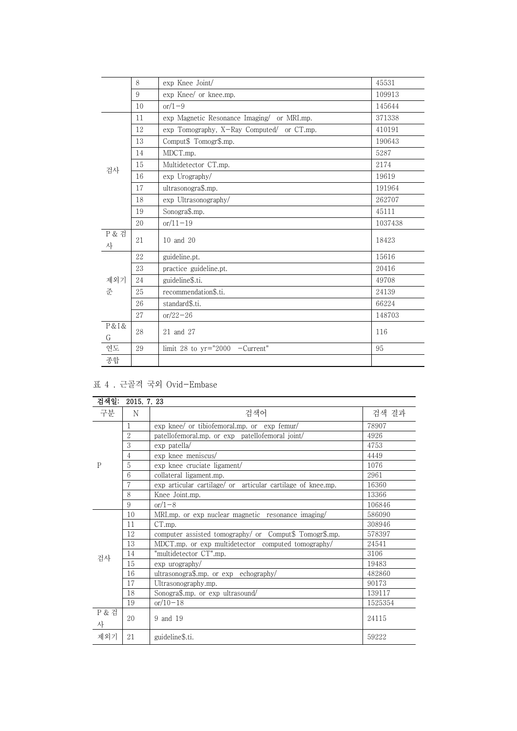| | | | |
|---|---|---|---|
| | 8 | exp Knee Joint/ | 45531 |
| | 9 | exp Knee/ or knee.mp. | 109913 |
| | 10 | or/1-9 | 145644 |
| 검사 | 11 | exp Magnetic Resonance Imaging/ or MRI.mp. | 371338 |
| | 12 | exp Tomography, X-Ray Computed/ or CT.mp. | 410191 |
| | 13 | Comput$ Tomogr$.mp. | 190643 |
| | 14 | MDCT.mp. | 5287 |
| | 15 | Multidetector CT.mp. | 2174 |
| | 16 | exp Urography/ | 19619 |
| | 17 | ultrasonogra$.mp. | 191964 |
| | 18 | exp Ultrasonography/ | 262707 |
| | 19 | Sonogra$.mp. | 45111 |
| | 20 | or/11-19 | 1037438 |
| P & 검사 | 21 | 10 and 20 | 18423 |
| 제외기준 | 22 | guideline.pt. | 15616 |
| | 23 | practice guideline.pt. | 20416 |
| | 24 | guideline$.ti. | 49708 |
| | 25 | recommendation$.ti. | 24139 |
| | 26 | standard$.ti. | 66224 |
| | 27 | or/22-26 | 148703 |
| P&I&G | 28 | 21 and 27 | 116 |
| 연도 | 29 | limit 28 to yr="2000 -Current" | 95 |
| 종합 | | | |

표 4 . 근골격 국외 Ovid-Embase

| 검색일: 2015. 7. 23 | | | |
|---|---|---|---|
| 구분 | N | 검색어 | 검색 결과 |
| P | 1 | exp knee/ or tibiofemoral.mp. or exp femur/ | 78907 |
| | 2 | patellofemoral.mp. or exp patellofemoral joint/ | 4926 |
| | 3 | exp patella/ | 4753 |
| | 4 | exp knee meniscus/ | 4449 |
| | 5 | exp knee cruciate ligament/ | 1076 |
| | 6 | collateral ligament.mp. | 2961 |
| | 7 | exp articular cartilage/ or articular cartilage of knee.mp. | 16360 |
| | 8 | Knee Joint.mp. | 13366 |
| | 9 | or/1-8 | 106846 |
| 검사 | 10 | MRI.mp. or exp nuclear magnetic resonance imaging/ | 586090 |
| | 11 | CT.mp. | 308946 |
| | 12 | computer assisted tomography/ or Comput$ Tomogr$.mp. | 578397 |
| | 13 | MDCT.mp. or exp multidetector computed tomography/ | 24541 |
| | 14 | "multidetector CT".mp. | 3106 |
| | 15 | exp urography/ | 19483 |
| | 16 | ultrasonogra$.mp. or exp echography/ | 482860 |
| | 17 | Ultrasonography.mp. | 90173 |
| | 18 | Sonogra$.mp. or exp ultrasound/ | 139117 |
| | 19 | or/10-18 | 1525354 |
| P & 검사 | 20 | 9 and 19 | 24115 |
| 제외기 | 21 | guideline$.ti. | 59222 |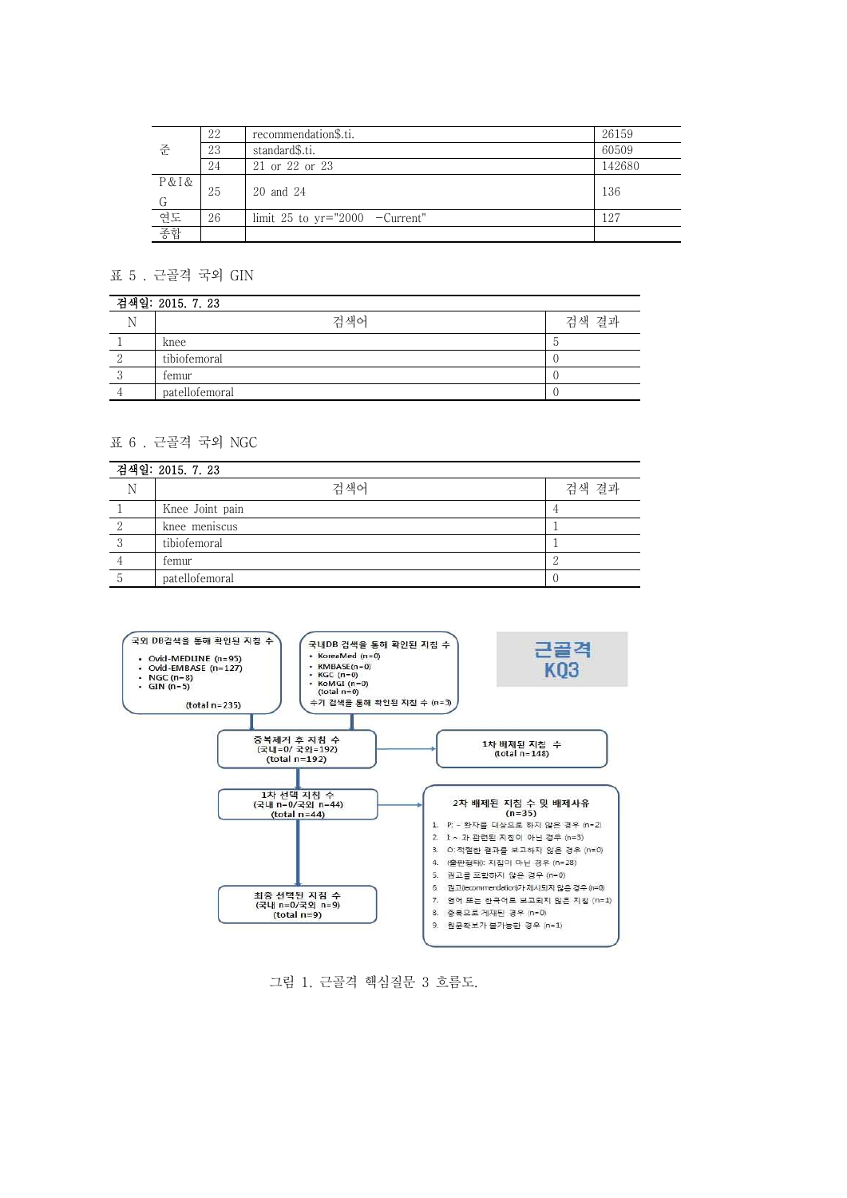| | | | |
|---|---|---|---|
| 준 | 22 | recommendation$.ti. | 26159 |
| | 23 | standard$.ti. | 60509 |
| | 24 | 21 or 22 or 23 | 142680 |
| P&I&G | 25 | 20 and 24 | 136 |
| 연도 | 26 | limit 25 to yr="2000 -Current" | 127 |
| 종합 | | | |

표 5 . 근골격 국외 GIN

검색일: 2015. 7. 23

| N | 검색어 | 검색 결과 |
|---|---|---|
| 1 | knee | 5 |
| 2 | tibiofemoral | 0 |
| 3 | femur | 0 |
| 4 | patellofemoral | 0 |

표 6 . 근골격 국외 NGC

검색일: 2015. 7. 23

| N | 검색어 | 검색 결과 |
|---|---|---|
| 1 | Knee Joint pain | 4 |
| 2 | knee meniscus | 1 |
| 3 | tibiofemoral | 1 |
| 4 | femur | 2 |
| 5 | patellofemoral | 0 |

근골격
KQ3

국외 DB검색을 통해 확인된 지침 수
- Ovid-MEDLINE (n=95)
- Ovid-EMBASE (n=127)
- NGC (n=8)
- GIN (n=5)

(total n=235)

국내DB 검색을 통해 확인된 지침 수
- KoreaMed (n=0)
- KMBASE(n=0)
- KGC (n=0)
- KoMGI (n=0)

(total n=0)

수기 검색을 통해 확인된 지침 수 (n=3)

중복제거 후 지침 수
(국내=0/ 국외=192)
(total n=192)

1차 배제된 지침 수
(total n=148)

1차 선택 지침 수
(국내 n=0/국외 n=44)
(total n=44)

2차 배제된 지침 수 및 배제사유
(n=35)
1. P: - 환자를 대상으로 하지 않은 경우 (n=2)
2. I: ~ 과 관련된 지침이 아닌 경우 (n=3)
3. O: 적절한 결과를 보고하지 않은 경우 (n=0)
4. (출판형태): 지침이 아닌 경우 (n=28)
5. 권고를 포함하지 않은 경우 (n=0)
6. 권고(recommendation)가 제시되지 않은 경우 (n=0)
7. 영어 또는 한국어로 보고되지 않은 지침 (n=1)
8. 중복으로 게재된 경우 (n=0)
9. 원문확보가 불가능한 경우 (n=1)

최종 선택된 지침 수
(국내 n=0/국외 n=9)
(total n=9)

그림 1. 근골격 핵심질문 3 흐름도.